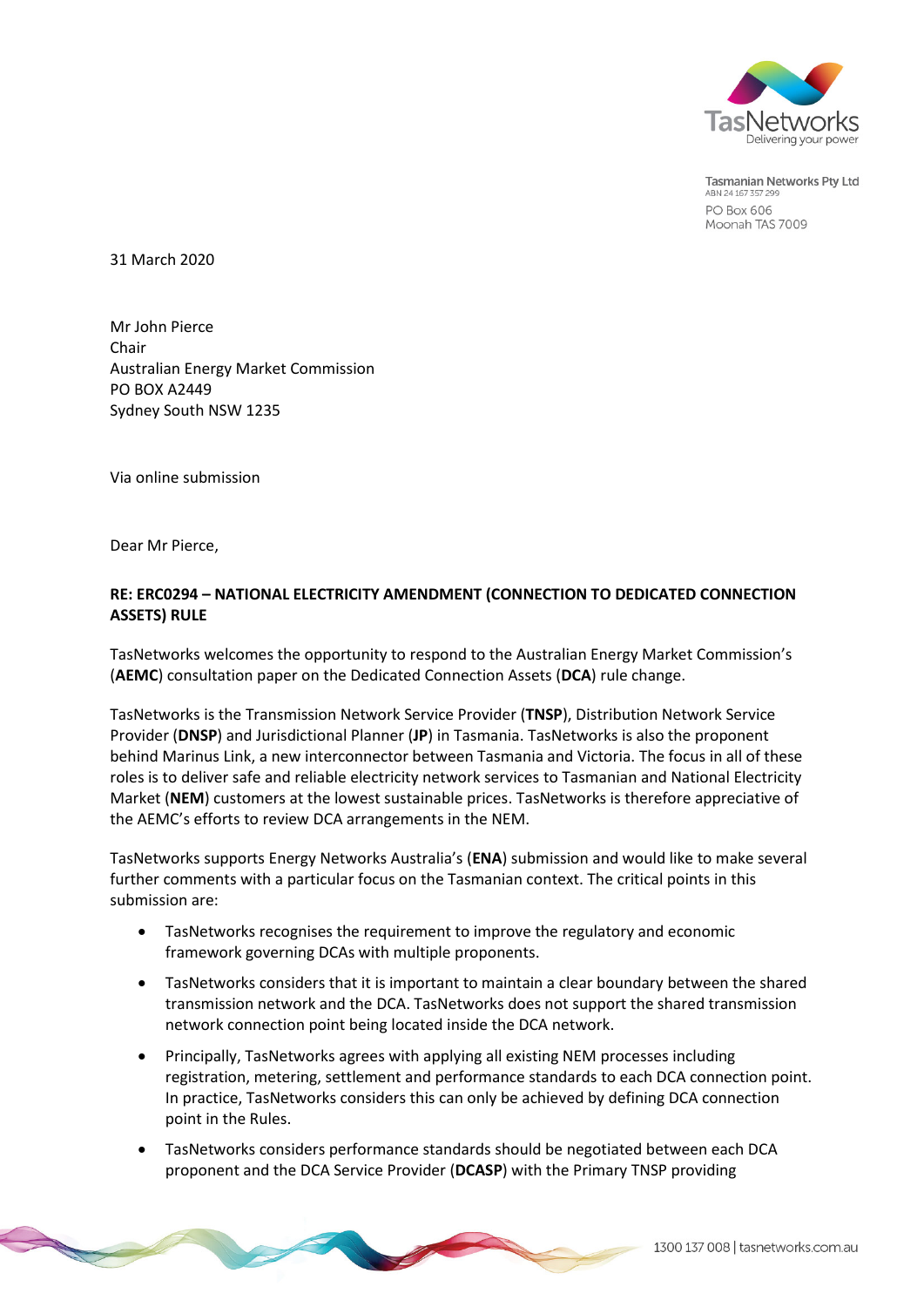Tasmanian Networks Pty Ltd
ABN 24 167 357 299
PO Box 606
Moonah TAS 7009

31 March 2020

Mr John Pierce
Chair
Australian Energy Market Commission
PO BOX A2449
Sydney South NSW 1235

Via online submission

Dear Mr Pierce,

**RE: ERC0294 – NATIONAL ELECTRICITY AMENDMENT (CONNECTION TO DEDICATED CONNECTION ASSETS) RULE**

TasNetworks welcomes the opportunity to respond to the Australian Energy Market Commission's (**AEMC**) consultation paper on the Dedicated Connection Assets (**DCA**) rule change.

TasNetworks is the Transmission Network Service Provider (**TNSP**), Distribution Network Service Provider (**DNSP**) and Jurisdictional Planner (**JP**) in Tasmania. TasNetworks is also the proponent behind Marinus Link, a new interconnector between Tasmania and Victoria. The focus in all of these roles is to deliver safe and reliable electricity network services to Tasmanian and National Electricity Market (**NEM**) customers at the lowest sustainable prices. TasNetworks is therefore appreciative of the AEMC's efforts to review DCA arrangements in the NEM.

TasNetworks supports Energy Networks Australia's (**ENA**) submission and would like to make several further comments with a particular focus on the Tasmanian context. The critical points in this submission are:

- TasNetworks recognises the requirement to improve the regulatory and economic framework governing DCAs with multiple proponents.
- TasNetworks considers that it is important to maintain a clear boundary between the shared transmission network and the DCA. TasNetworks does not support the shared transmission network connection point being located inside the DCA network.
- Principally, TasNetworks agrees with applying all existing NEM processes including registration, metering, settlement and performance standards to each DCA connection point. In practice, TasNetworks considers this can only be achieved by defining DCA connection point in the Rules.
- TasNetworks considers performance standards should be negotiated between each DCA proponent and the DCA Service Provider (**DCASP**) with the Primary TNSP providing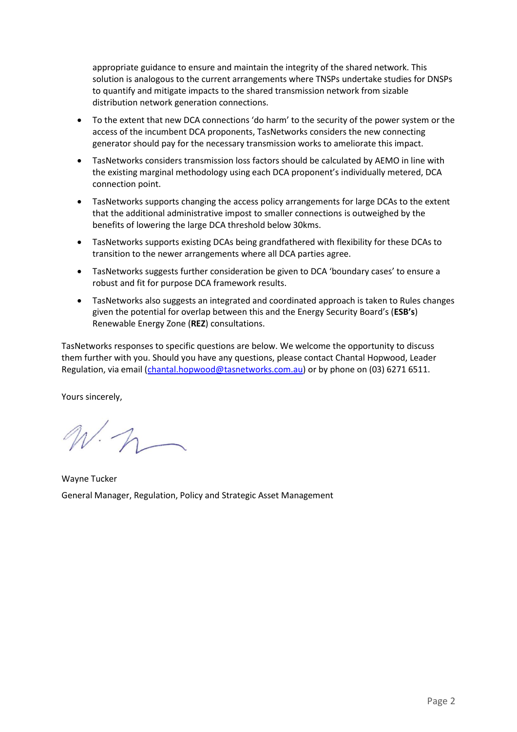appropriate guidance to ensure and maintain the integrity of the shared network. This solution is analogous to the current arrangements where TNSPs undertake studies for DNSPs to quantify and mitigate impacts to the shared transmission network from sizable distribution network generation connections.

- To the extent that new DCA connections 'do harm' to the security of the power system or the access of the incumbent DCA proponents, TasNetworks considers the new connecting generator should pay for the necessary transmission works to ameliorate this impact.
- TasNetworks considers transmission loss factors should be calculated by AEMO in line with the existing marginal methodology using each DCA proponent's individually metered, DCA connection point.
- TasNetworks supports changing the access policy arrangements for large DCAs to the extent that the additional administrative impost to smaller connections is outweighed by the benefits of lowering the large DCA threshold below 30kms.
- TasNetworks supports existing DCAs being grandfathered with flexibility for these DCAs to transition to the newer arrangements where all DCA parties agree.
- TasNetworks suggests further consideration be given to DCA 'boundary cases' to ensure a robust and fit for purpose DCA framework results.
- TasNetworks also suggests an integrated and coordinated approach is taken to Rules changes given the potential for overlap between this and the Energy Security Board's (**ESB's**) Renewable Energy Zone (**REZ**) consultations.

TasNetworks responses to specific questions are below. We welcome the opportunity to discuss them further with you. Should you have any questions, please contact Chantal Hopwood, Leader Regulation, via email (chantal.hopwood@tasnetworks.com.au) or by phone on (03) 6271 6511.

Yours sincerely,

Wayne Tucker
General Manager, Regulation, Policy and Strategic Asset Management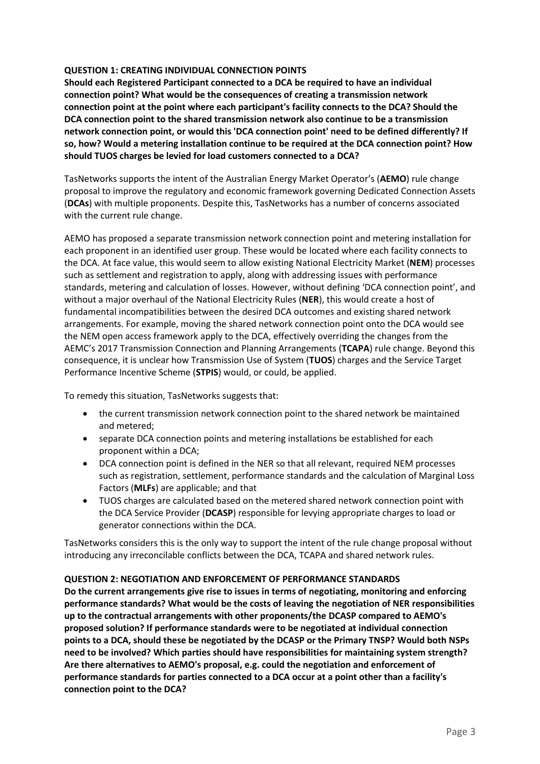**QUESTION 1: CREATING INDIVIDUAL CONNECTION POINTS**

**Should each Registered Participant connected to a DCA be required to have an individual connection point? What would be the consequences of creating a transmission network connection point at the point where each participant's facility connects to the DCA? Should the DCA connection point to the shared transmission network also continue to be a transmission network connection point, or would this 'DCA connection point' need to be defined differently? If so, how? Would a metering installation continue to be required at the DCA connection point? How should TUOS charges be levied for load customers connected to a DCA?**

TasNetworks supports the intent of the Australian Energy Market Operator's (**AEMO**) rule change proposal to improve the regulatory and economic framework governing Dedicated Connection Assets (**DCAs**) with multiple proponents. Despite this, TasNetworks has a number of concerns associated with the current rule change.

AEMO has proposed a separate transmission network connection point and metering installation for each proponent in an identified user group. These would be located where each facility connects to the DCA. At face value, this would seem to allow existing National Electricity Market (**NEM**) processes such as settlement and registration to apply, along with addressing issues with performance standards, metering and calculation of losses. However, without defining 'DCA connection point', and without a major overhaul of the National Electricity Rules (**NER**), this would create a host of fundamental incompatibilities between the desired DCA outcomes and existing shared network arrangements. For example, moving the shared network connection point onto the DCA would see the NEM open access framework apply to the DCA, effectively overriding the changes from the AEMC's 2017 Transmission Connection and Planning Arrangements (**TCAPA**) rule change. Beyond this consequence, it is unclear how Transmission Use of System (**TUOS**) charges and the Service Target Performance Incentive Scheme (**STPIS**) would, or could, be applied.

To remedy this situation, TasNetworks suggests that:

- the current transmission network connection point to the shared network be maintained and metered;
- separate DCA connection points and metering installations be established for each proponent within a DCA;
- DCA connection point is defined in the NER so that all relevant, required NEM processes such as registration, settlement, performance standards and the calculation of Marginal Loss Factors (**MLFs**) are applicable; and that
- TUOS charges are calculated based on the metered shared network connection point with the DCA Service Provider (**DCASP**) responsible for levying appropriate charges to load or generator connections within the DCA.

TasNetworks considers this is the only way to support the intent of the rule change proposal without introducing any irreconcilable conflicts between the DCA, TCAPA and shared network rules.

**QUESTION 2: NEGOTIATION AND ENFORCEMENT OF PERFORMANCE STANDARDS**

**Do the current arrangements give rise to issues in terms of negotiating, monitoring and enforcing performance standards? What would be the costs of leaving the negotiation of NER responsibilities up to the contractual arrangements with other proponents/the DCASP compared to AEMO's proposed solution? If performance standards were to be negotiated at individual connection points to a DCA, should these be negotiated by the DCASP or the Primary TNSP? Would both NSPs need to be involved? Which parties should have responsibilities for maintaining system strength? Are there alternatives to AEMO's proposal, e.g. could the negotiation and enforcement of performance standards for parties connected to a DCA occur at a point other than a facility's connection point to the DCA?**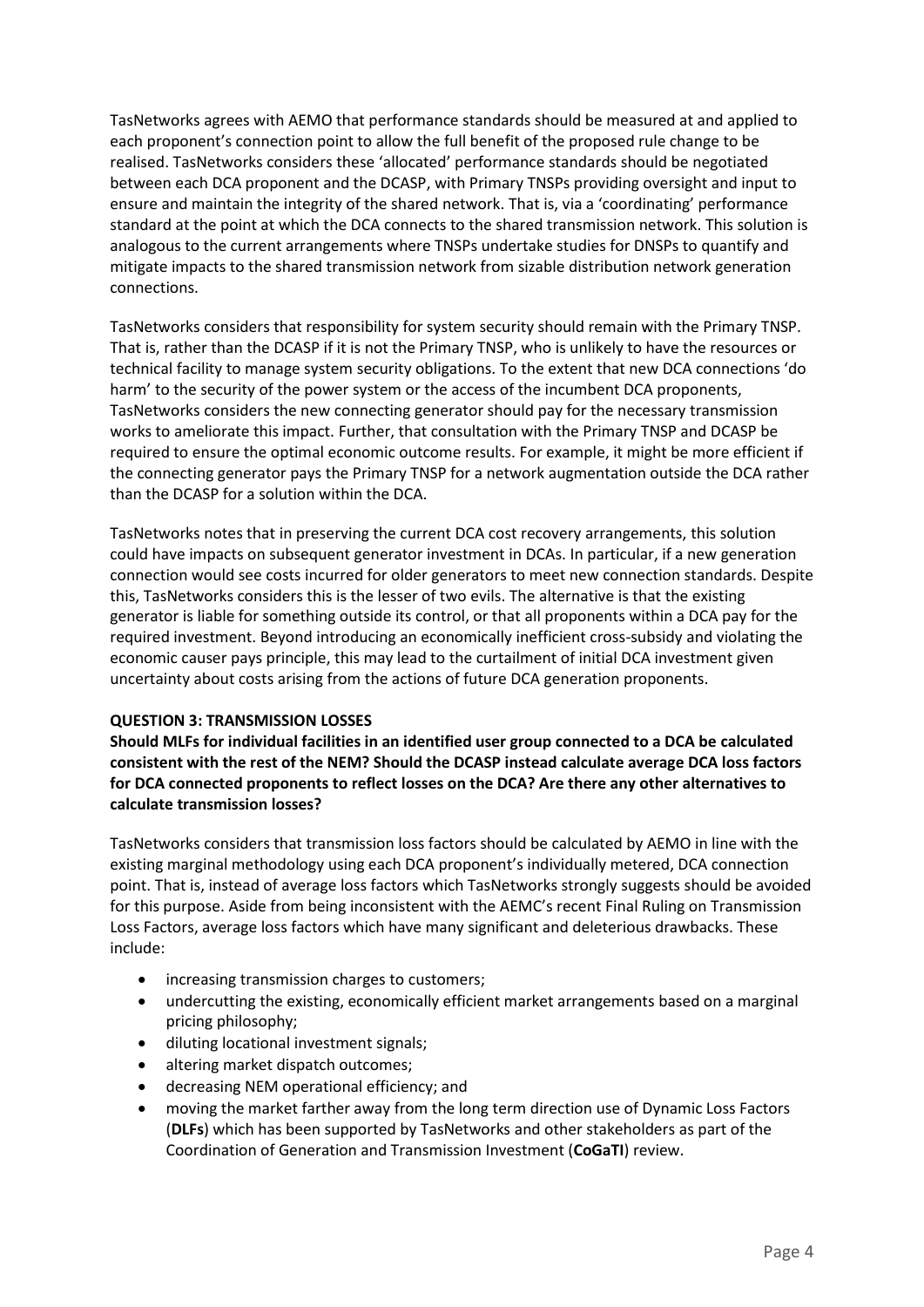TasNetworks agrees with AEMO that performance standards should be measured at and applied to each proponent's connection point to allow the full benefit of the proposed rule change to be realised. TasNetworks considers these 'allocated' performance standards should be negotiated between each DCA proponent and the DCASP, with Primary TNSPs providing oversight and input to ensure and maintain the integrity of the shared network. That is, via a 'coordinating' performance standard at the point at which the DCA connects to the shared transmission network. This solution is analogous to the current arrangements where TNSPs undertake studies for DNSPs to quantify and mitigate impacts to the shared transmission network from sizable distribution network generation connections.

TasNetworks considers that responsibility for system security should remain with the Primary TNSP. That is, rather than the DCASP if it is not the Primary TNSP, who is unlikely to have the resources or technical facility to manage system security obligations. To the extent that new DCA connections 'do harm' to the security of the power system or the access of the incumbent DCA proponents, TasNetworks considers the new connecting generator should pay for the necessary transmission works to ameliorate this impact. Further, that consultation with the Primary TNSP and DCASP be required to ensure the optimal economic outcome results. For example, it might be more efficient if the connecting generator pays the Primary TNSP for a network augmentation outside the DCA rather than the DCASP for a solution within the DCA.

TasNetworks notes that in preserving the current DCA cost recovery arrangements, this solution could have impacts on subsequent generator investment in DCAs. In particular, if a new generation connection would see costs incurred for older generators to meet new connection standards. Despite this, TasNetworks considers this is the lesser of two evils. The alternative is that the existing generator is liable for something outside its control, or that all proponents within a DCA pay for the required investment. Beyond introducing an economically inefficient cross-subsidy and violating the economic causer pays principle, this may lead to the curtailment of initial DCA investment given uncertainty about costs arising from the actions of future DCA generation proponents.

**QUESTION 3: TRANSMISSION LOSSES**

**Should MLFs for individual facilities in an identified user group connected to a DCA be calculated consistent with the rest of the NEM? Should the DCASP instead calculate average DCA loss factors for DCA connected proponents to reflect losses on the DCA? Are there any other alternatives to calculate transmission losses?**

TasNetworks considers that transmission loss factors should be calculated by AEMO in line with the existing marginal methodology using each DCA proponent's individually metered, DCA connection point. That is, instead of average loss factors which TasNetworks strongly suggests should be avoided for this purpose. Aside from being inconsistent with the AEMC's recent Final Ruling on Transmission Loss Factors, average loss factors which have many significant and deleterious drawbacks. These include:

- increasing transmission charges to customers;
- undercutting the existing, economically efficient market arrangements based on a marginal pricing philosophy;
- diluting locational investment signals;
- altering market dispatch outcomes;
- decreasing NEM operational efficiency; and
- moving the market farther away from the long term direction use of Dynamic Loss Factors (**DLFs**) which has been supported by TasNetworks and other stakeholders as part of the Coordination of Generation and Transmission Investment (**CoGaTI**) review.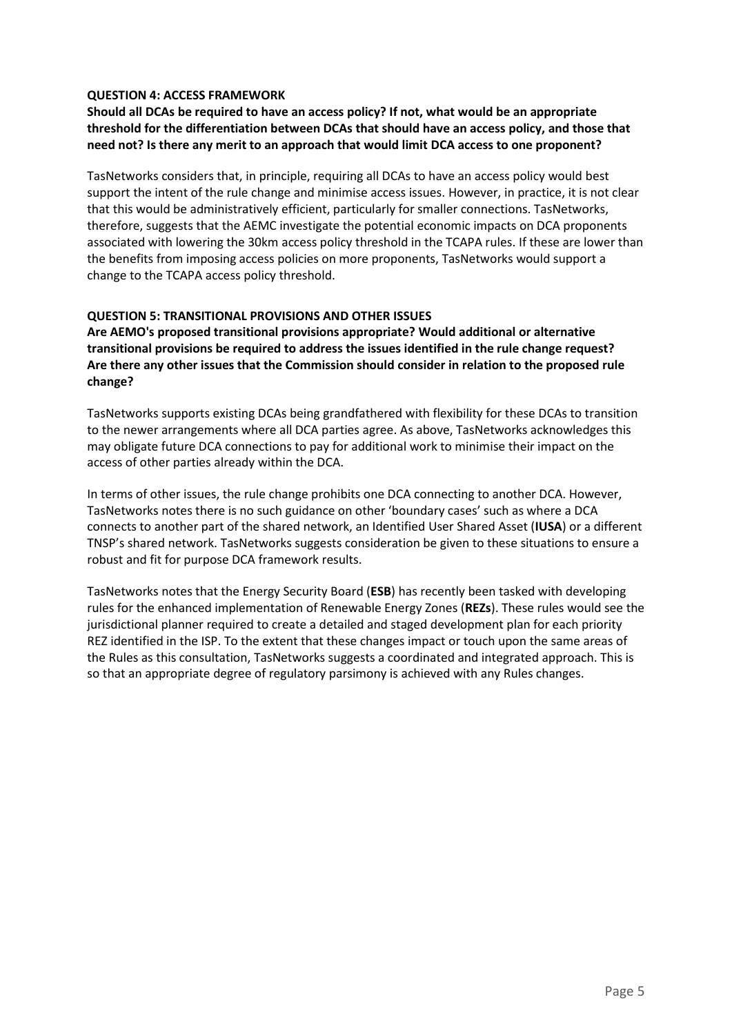**QUESTION 4: ACCESS FRAMEWORK**

**Should all DCAs be required to have an access policy? If not, what would be an appropriate threshold for the differentiation between DCAs that should have an access policy, and those that need not? Is there any merit to an approach that would limit DCA access to one proponent?**

TasNetworks considers that, in principle, requiring all DCAs to have an access policy would best support the intent of the rule change and minimise access issues. However, in practice, it is not clear that this would be administratively efficient, particularly for smaller connections. TasNetworks, therefore, suggests that the AEMC investigate the potential economic impacts on DCA proponents associated with lowering the 30km access policy threshold in the TCAPA rules. If these are lower than the benefits from imposing access policies on more proponents, TasNetworks would support a change to the TCAPA access policy threshold.

**QUESTION 5: TRANSITIONAL PROVISIONS AND OTHER ISSUES**

**Are AEMO's proposed transitional provisions appropriate? Would additional or alternative transitional provisions be required to address the issues identified in the rule change request? Are there any other issues that the Commission should consider in relation to the proposed rule change?**

TasNetworks supports existing DCAs being grandfathered with flexibility for these DCAs to transition to the newer arrangements where all DCA parties agree. As above, TasNetworks acknowledges this may obligate future DCA connections to pay for additional work to minimise their impact on the access of other parties already within the DCA.

In terms of other issues, the rule change prohibits one DCA connecting to another DCA. However, TasNetworks notes there is no such guidance on other 'boundary cases' such as where a DCA connects to another part of the shared network, an Identified User Shared Asset (**IUSA**) or a different TNSP's shared network. TasNetworks suggests consideration be given to these situations to ensure a robust and fit for purpose DCA framework results.

TasNetworks notes that the Energy Security Board (**ESB**) has recently been tasked with developing rules for the enhanced implementation of Renewable Energy Zones (**REZs**). These rules would see the jurisdictional planner required to create a detailed and staged development plan for each priority REZ identified in the ISP. To the extent that these changes impact or touch upon the same areas of the Rules as this consultation, TasNetworks suggests a coordinated and integrated approach. This is so that an appropriate degree of regulatory parsimony is achieved with any Rules changes.